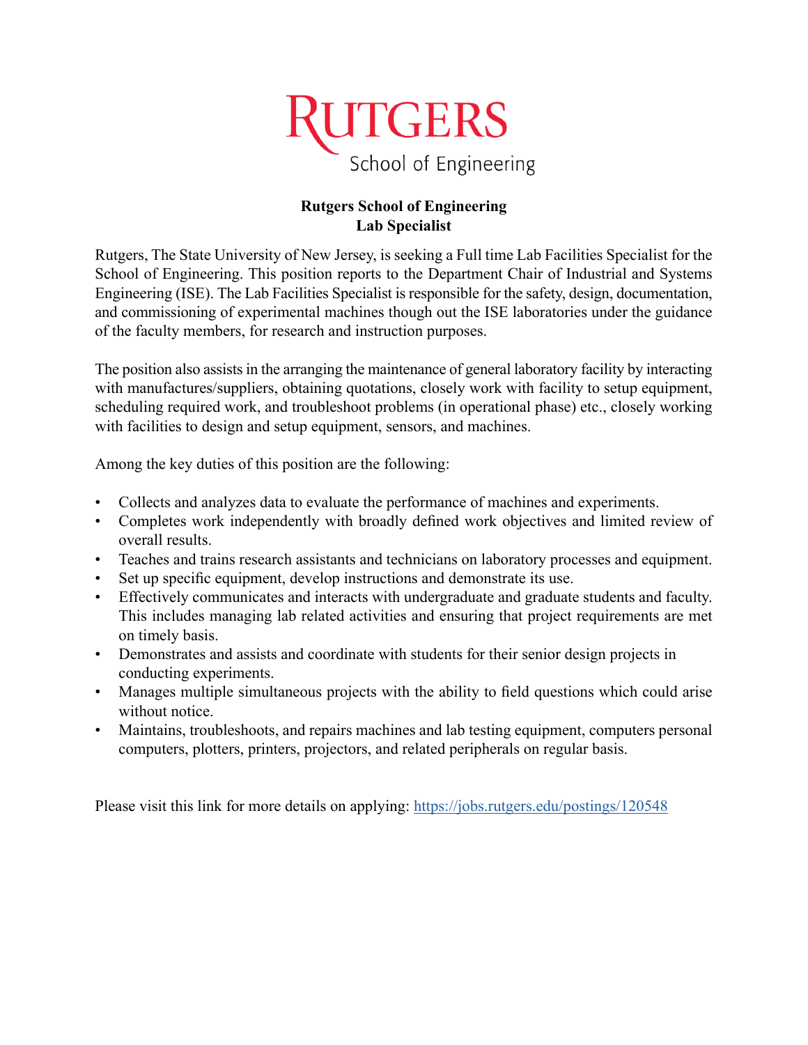RUTGERS

School of Engineering

**Rutgers School of Engineering**
**Lab Specialist**

Rutgers, The State University of New Jersey, is seeking a Full time Lab Facilities Specialist for the School of Engineering. This position reports to the Department Chair of Industrial and Systems Engineering (ISE). The Lab Facilities Specialist is responsible for the safety, design, documentation, and commissioning of experimental machines though out the ISE laboratories under the guidance of the faculty members, for research and instruction purposes.

The position also assists in the arranging the maintenance of general laboratory facility by interacting with manufactures/suppliers, obtaining quotations, closely work with facility to setup equipment, scheduling required work, and troubleshoot problems (in operational phase) etc., closely working with facilities to design and setup equipment, sensors, and machines.

Among the key duties of this position are the following:

- Collects and analyzes data to evaluate the performance of machines and experiments.
- Completes work independently with broadly defined work objectives and limited review of overall results.
- Teaches and trains research assistants and technicians on laboratory processes and equipment.
- Set up specific equipment, develop instructions and demonstrate its use.
- Effectively communicates and interacts with undergraduate and graduate students and faculty. This includes managing lab related activities and ensuring that project requirements are met on timely basis.
- Demonstrates and assists and coordinate with students for their senior design projects in conducting experiments.
- Manages multiple simultaneous projects with the ability to field questions which could arise without notice.
- Maintains, troubleshoots, and repairs machines and lab testing equipment, computers personal computers, plotters, printers, projectors, and related peripherals on regular basis.

Please visit this link for more details on applying: https://jobs.rutgers.edu/postings/120548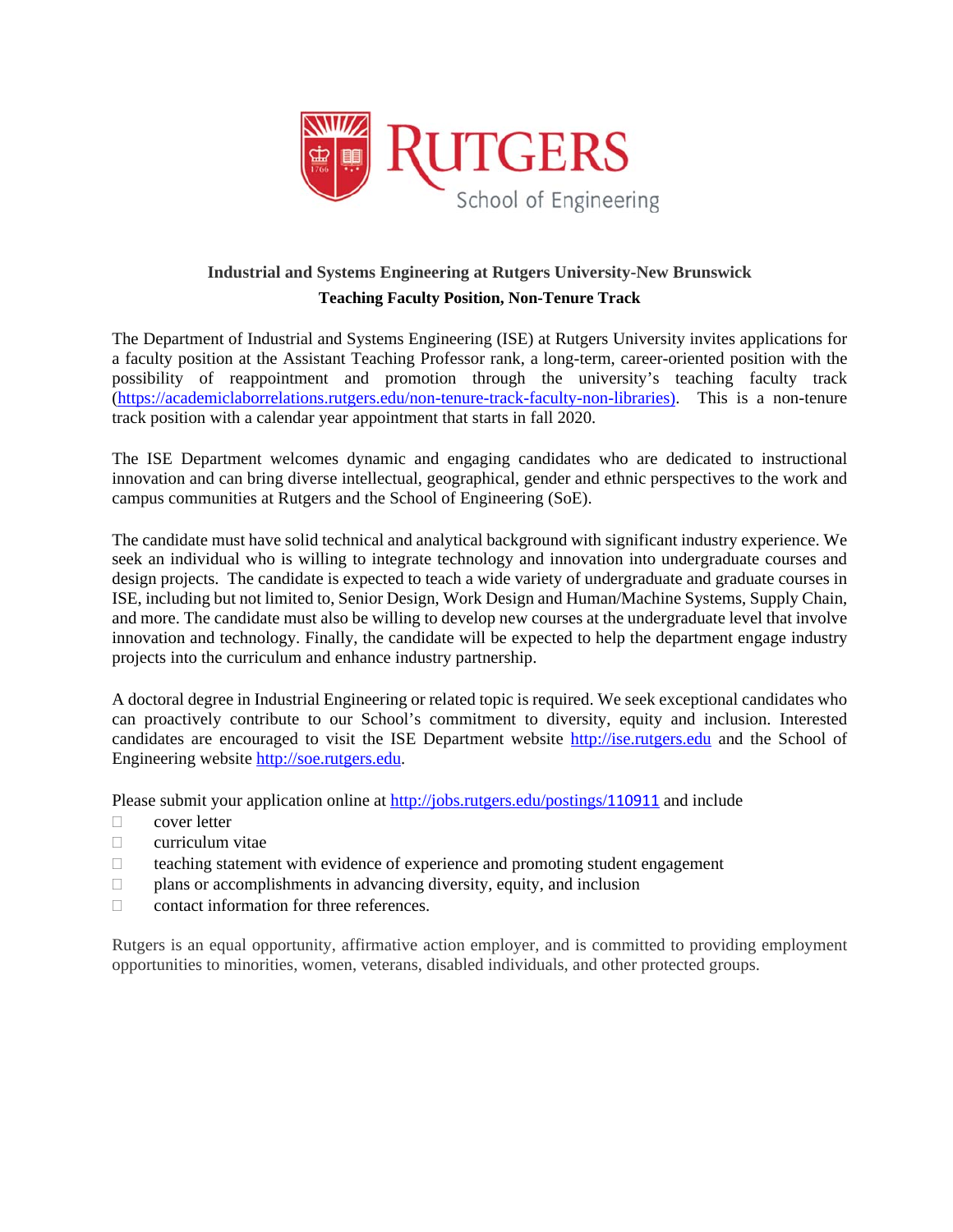**Industrial and Systems Engineering at Rutgers University-New Brunswick**

**Teaching Faculty Position, Non-Tenure Track**

The Department of Industrial and Systems Engineering (ISE) at Rutgers University invites applications for a faculty position at the Assistant Teaching Professor rank, a long-term, career-oriented position with the possibility of reappointment and promotion through the university's teaching faculty track (https://academiclaborrelations.rutgers.edu/non-tenure-track-faculty-non-libraries). This is a non-tenure track position with a calendar year appointment that starts in fall 2020.

The ISE Department welcomes dynamic and engaging candidates who are dedicated to instructional innovation and can bring diverse intellectual, geographical, gender and ethnic perspectives to the work and campus communities at Rutgers and the School of Engineering (SoE).

The candidate must have solid technical and analytical background with significant industry experience. We seek an individual who is willing to integrate technology and innovation into undergraduate courses and design projects. The candidate is expected to teach a wide variety of undergraduate and graduate courses in ISE, including but not limited to, Senior Design, Work Design and Human/Machine Systems, Supply Chain, and more. The candidate must also be willing to develop new courses at the undergraduate level that involve innovation and technology. Finally, the candidate will be expected to help the department engage industry projects into the curriculum and enhance industry partnership.

A doctoral degree in Industrial Engineering or related topic is required. We seek exceptional candidates who can proactively contribute to our School's commitment to diversity, equity and inclusion. Interested candidates are encouraged to visit the ISE Department website http://ise.rutgers.edu and the School of Engineering website http://soe.rutgers.edu.

Please submit your application online at http://jobs.rutgers.edu/postings/110911 and include

- cover letter
- curriculum vitae
- teaching statement with evidence of experience and promoting student engagement
- plans or accomplishments in advancing diversity, equity, and inclusion
- contact information for three references.

Rutgers is an equal opportunity, affirmative action employer, and is committed to providing employment opportunities to minorities, women, veterans, disabled individuals, and other protected groups.